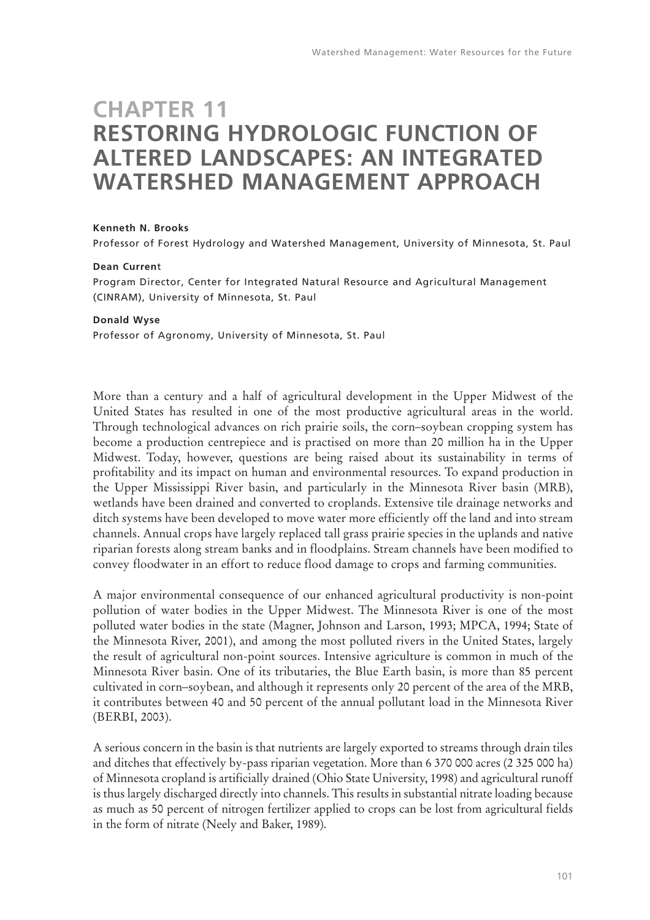# CHAPTER 11
# RESTORING HYDROLOGIC FUNCTION OF ALTERED LANDSCAPES: AN INTEGRATED WATERSHED MANAGEMENT APPROACH

**Kenneth N. Brooks**
Professor of Forest Hydrology and Watershed Management, University of Minnesota, St. Paul

**Dean Current**
Program Director, Center for Integrated Natural Resource and Agricultural Management (CINRAM), University of Minnesota, St. Paul

**Donald Wyse**
Professor of Agronomy, University of Minnesota, St. Paul

More than a century and a half of agricultural development in the Upper Midwest of the United States has resulted in one of the most productive agricultural areas in the world. Through technological advances on rich prairie soils, the corn–soybean cropping system has become a production centrepiece and is practised on more than 20 million ha in the Upper Midwest. Today, however, questions are being raised about its sustainability in terms of profitability and its impact on human and environmental resources. To expand production in the Upper Mississippi River basin, and particularly in the Minnesota River basin (MRB), wetlands have been drained and converted to croplands. Extensive tile drainage networks and ditch systems have been developed to move water more efficiently off the land and into stream channels. Annual crops have largely replaced tall grass prairie species in the uplands and native riparian forests along stream banks and in floodplains. Stream channels have been modified to convey floodwater in an effort to reduce flood damage to crops and farming communities.

A major environmental consequence of our enhanced agricultural productivity is non-point pollution of water bodies in the Upper Midwest. The Minnesota River is one of the most polluted water bodies in the state (Magner, Johnson and Larson, 1993; MPCA, 1994; State of the Minnesota River, 2001), and among the most polluted rivers in the United States, largely the result of agricultural non-point sources. Intensive agriculture is common in much of the Minnesota River basin. One of its tributaries, the Blue Earth basin, is more than 85 percent cultivated in corn–soybean, and although it represents only 20 percent of the area of the MRB, it contributes between 40 and 50 percent of the annual pollutant load in the Minnesota River (BERBI, 2003).

A serious concern in the basin is that nutrients are largely exported to streams through drain tiles and ditches that effectively by-pass riparian vegetation. More than 6 370 000 acres (2 325 000 ha) of Minnesota cropland is artificially drained (Ohio State University, 1998) and agricultural runoff is thus largely discharged directly into channels. This results in substantial nitrate loading because as much as 50 percent of nitrogen fertilizer applied to crops can be lost from agricultural fields in the form of nitrate (Neely and Baker, 1989).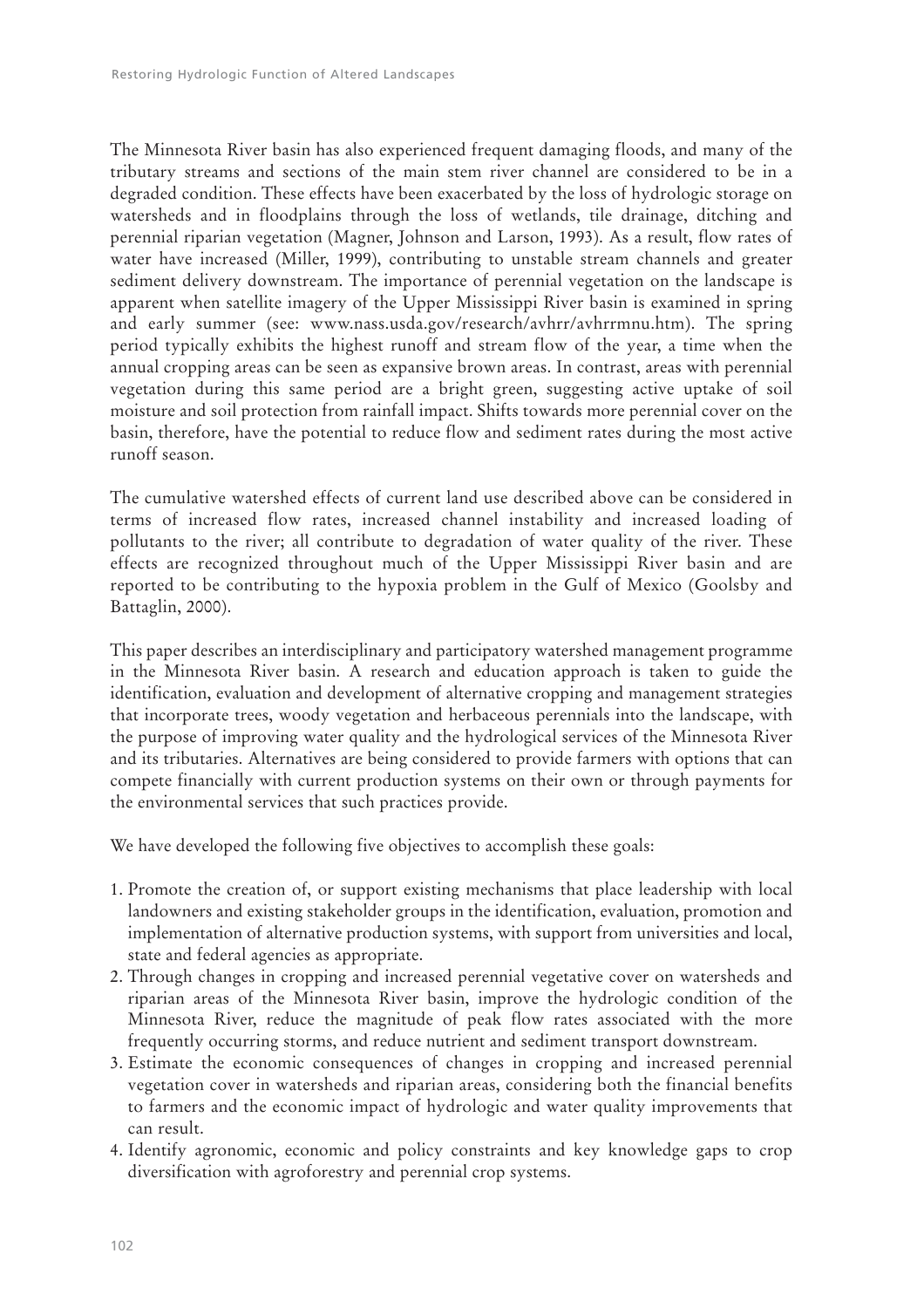The Minnesota River basin has also experienced frequent damaging floods, and many of the tributary streams and sections of the main stem river channel are considered to be in a degraded condition. These effects have been exacerbated by the loss of hydrologic storage on watersheds and in floodplains through the loss of wetlands, tile drainage, ditching and perennial riparian vegetation (Magner, Johnson and Larson, 1993). As a result, flow rates of water have increased (Miller, 1999), contributing to unstable stream channels and greater sediment delivery downstream. The importance of perennial vegetation on the landscape is apparent when satellite imagery of the Upper Mississippi River basin is examined in spring and early summer (see: www.nass.usda.gov/research/avhrr/avhrrmnu.htm). The spring period typically exhibits the highest runoff and stream flow of the year, a time when the annual cropping areas can be seen as expansive brown areas. In contrast, areas with perennial vegetation during this same period are a bright green, suggesting active uptake of soil moisture and soil protection from rainfall impact. Shifts towards more perennial cover on the basin, therefore, have the potential to reduce flow and sediment rates during the most active runoff season.

The cumulative watershed effects of current land use described above can be considered in terms of increased flow rates, increased channel instability and increased loading of pollutants to the river; all contribute to degradation of water quality of the river. These effects are recognized throughout much of the Upper Mississippi River basin and are reported to be contributing to the hypoxia problem in the Gulf of Mexico (Goolsby and Battaglin, 2000).

This paper describes an interdisciplinary and participatory watershed management programme in the Minnesota River basin. A research and education approach is taken to guide the identification, evaluation and development of alternative cropping and management strategies that incorporate trees, woody vegetation and herbaceous perennials into the landscape, with the purpose of improving water quality and the hydrological services of the Minnesota River and its tributaries. Alternatives are being considered to provide farmers with options that can compete financially with current production systems on their own or through payments for the environmental services that such practices provide.

We have developed the following five objectives to accomplish these goals:

1. Promote the creation of, or support existing mechanisms that place leadership with local landowners and existing stakeholder groups in the identification, evaluation, promotion and implementation of alternative production systems, with support from universities and local, state and federal agencies as appropriate.
2. Through changes in cropping and increased perennial vegetative cover on watersheds and riparian areas of the Minnesota River basin, improve the hydrologic condition of the Minnesota River, reduce the magnitude of peak flow rates associated with the more frequently occurring storms, and reduce nutrient and sediment transport downstream.
3. Estimate the economic consequences of changes in cropping and increased perennial vegetation cover in watersheds and riparian areas, considering both the financial benefits to farmers and the economic impact of hydrologic and water quality improvements that can result.
4. Identify agronomic, economic and policy constraints and key knowledge gaps to crop diversification with agroforestry and perennial crop systems.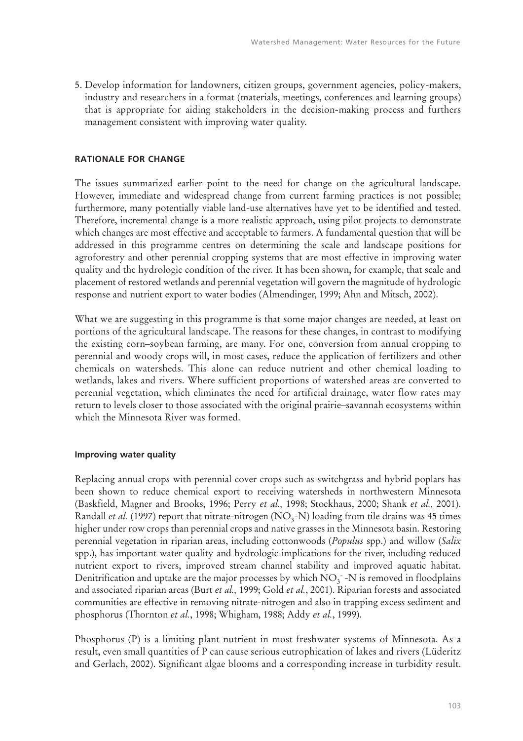5. Develop information for landowners, citizen groups, government agencies, policy-makers, industry and researchers in a format (materials, meetings, conferences and learning groups) that is appropriate for aiding stakeholders in the decision-making process and furthers management consistent with improving water quality.

## RATIONALE FOR CHANGE

The issues summarized earlier point to the need for change on the agricultural landscape. However, immediate and widespread change from current farming practices is not possible; furthermore, many potentially viable land-use alternatives have yet to be identified and tested. Therefore, incremental change is a more realistic approach, using pilot projects to demonstrate which changes are most effective and acceptable to farmers. A fundamental question that will be addressed in this programme centres on determining the scale and landscape positions for agroforestry and other perennial cropping systems that are most effective in improving water quality and the hydrologic condition of the river. It has been shown, for example, that scale and placement of restored wetlands and perennial vegetation will govern the magnitude of hydrologic response and nutrient export to water bodies (Almendinger, 1999; Ahn and Mitsch, 2002).

What we are suggesting in this programme is that some major changes are needed, at least on portions of the agricultural landscape. The reasons for these changes, in contrast to modifying the existing corn–soybean farming, are many. For one, conversion from annual cropping to perennial and woody crops will, in most cases, reduce the application of fertilizers and other chemicals on watersheds. This alone can reduce nutrient and other chemical loading to wetlands, lakes and rivers. Where sufficient proportions of watershed areas are converted to perennial vegetation, which eliminates the need for artificial drainage, water flow rates may return to levels closer to those associated with the original prairie–savannah ecosystems within which the Minnesota River was formed.

### Improving water quality

Replacing annual crops with perennial cover crops such as switchgrass and hybrid poplars has been shown to reduce chemical export to receiving watersheds in northwestern Minnesota (Baskfield, Magner and Brooks, 1996; Perry *et al.,* 1998; Stockhaus, 2000; Shank *et al.,* 2001). Randall *et al.* (1997) report that nitrate-nitrogen ($NO_3$-N) loading from tile drains was 45 times higher under row crops than perennial crops and native grasses in the Minnesota basin. Restoring perennial vegetation in riparian areas, including cottonwoods (*Populus* spp.) and willow (*Salix* spp.), has important water quality and hydrologic implications for the river, including reduced nutrient export to rivers, improved stream channel stability and improved aquatic habitat. Denitrification and uptake are the major processes by which $NO_3^-$-N is removed in floodplains and associated riparian areas (Burt *et al.,* 1999; Gold *et al.*, 2001). Riparian forests and associated communities are effective in removing nitrate-nitrogen and also in trapping excess sediment and phosphorus (Thornton *et al.*, 1998; Whigham, 1988; Addy *et al.*, 1999).

Phosphorus (P) is a limiting plant nutrient in most freshwater systems of Minnesota. As a result, even small quantities of P can cause serious eutrophication of lakes and rivers (Lüderitz and Gerlach, 2002). Significant algae blooms and a corresponding increase in turbidity result.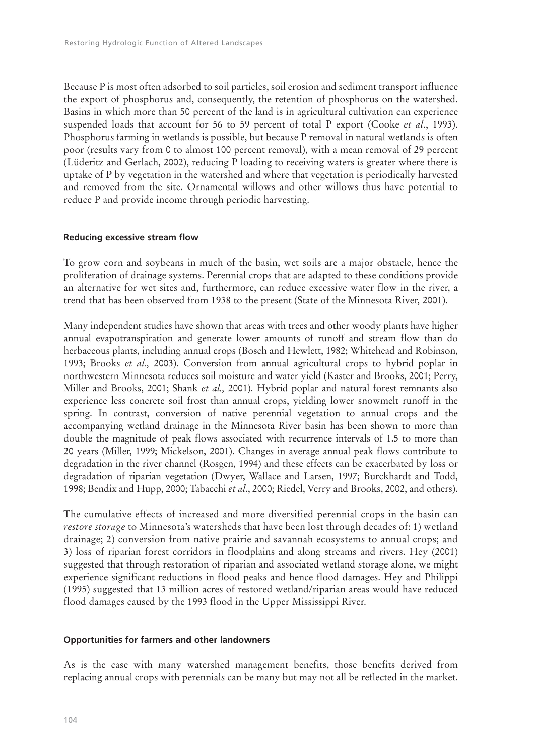Because P is most often adsorbed to soil particles, soil erosion and sediment transport influence the export of phosphorus and, consequently, the retention of phosphorus on the watershed. Basins in which more than 50 percent of the land is in agricultural cultivation can experience suspended loads that account for 56 to 59 percent of total P export (Cooke *et al*., 1993). Phosphorus farming in wetlands is possible, but because P removal in natural wetlands is often poor (results vary from 0 to almost 100 percent removal), with a mean removal of 29 percent (Lüderitz and Gerlach, 2002), reducing P loading to receiving waters is greater where there is uptake of P by vegetation in the watershed and where that vegetation is periodically harvested and removed from the site. Ornamental willows and other willows thus have potential to reduce P and provide income through periodic harvesting.

#### Reducing excessive stream flow

To grow corn and soybeans in much of the basin, wet soils are a major obstacle, hence the proliferation of drainage systems. Perennial crops that are adapted to these conditions provide an alternative for wet sites and, furthermore, can reduce excessive water flow in the river, a trend that has been observed from 1938 to the present (State of the Minnesota River, 2001).

Many independent studies have shown that areas with trees and other woody plants have higher annual evapotranspiration and generate lower amounts of runoff and stream flow than do herbaceous plants, including annual crops (Bosch and Hewlett, 1982; Whitehead and Robinson, 1993; Brooks *et al.,* 2003). Conversion from annual agricultural crops to hybrid poplar in northwestern Minnesota reduces soil moisture and water yield (Kaster and Brooks, 2001; Perry, Miller and Brooks, 2001; Shank *et al.,* 2001). Hybrid poplar and natural forest remnants also experience less concrete soil frost than annual crops, yielding lower snowmelt runoff in the spring. In contrast, conversion of native perennial vegetation to annual crops and the accompanying wetland drainage in the Minnesota River basin has been shown to more than double the magnitude of peak flows associated with recurrence intervals of 1.5 to more than 20 years (Miller, 1999; Mickelson, 2001). Changes in average annual peak flows contribute to degradation in the river channel (Rosgen, 1994) and these effects can be exacerbated by loss or degradation of riparian vegetation (Dwyer, Wallace and Larsen, 1997; Burckhardt and Todd, 1998; Bendix and Hupp, 2000; Tabacchi *et al*., 2000; Riedel, Verry and Brooks, 2002, and others).

The cumulative effects of increased and more diversified perennial crops in the basin can *restore storage* to Minnesota's watersheds that have been lost through decades of: 1) wetland drainage; 2) conversion from native prairie and savannah ecosystems to annual crops; and 3) loss of riparian forest corridors in floodplains and along streams and rivers. Hey (2001) suggested that through restoration of riparian and associated wetland storage alone, we might experience significant reductions in flood peaks and hence flood damages. Hey and Philippi (1995) suggested that 13 million acres of restored wetland/riparian areas would have reduced flood damages caused by the 1993 flood in the Upper Mississippi River.

#### Opportunities for farmers and other landowners

As is the case with many watershed management benefits, those benefits derived from replacing annual crops with perennials can be many but may not all be reflected in the market.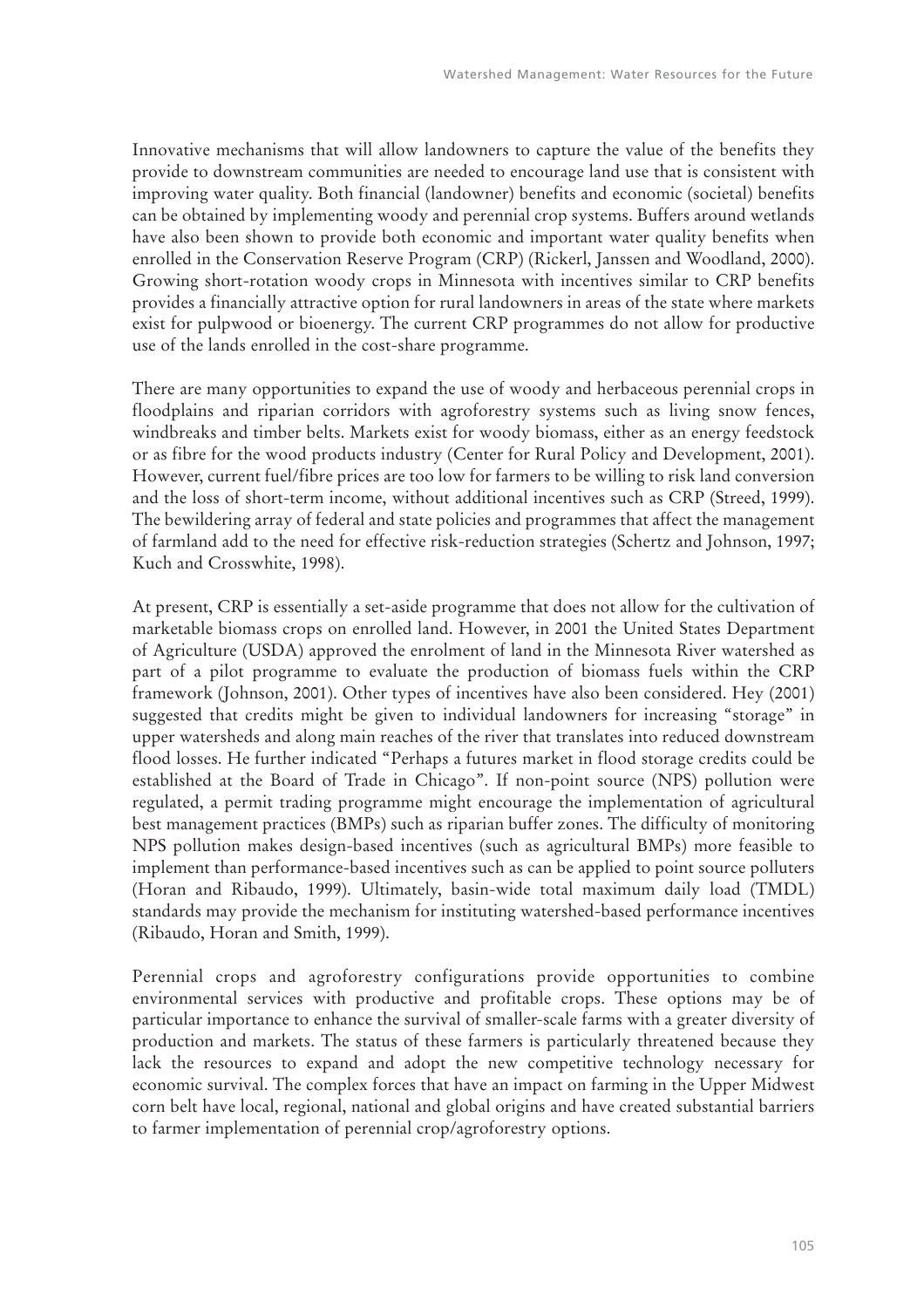Innovative mechanisms that will allow landowners to capture the value of the benefits they provide to downstream communities are needed to encourage land use that is consistent with improving water quality. Both financial (landowner) benefits and economic (societal) benefits can be obtained by implementing woody and perennial crop systems. Buffers around wetlands have also been shown to provide both economic and important water quality benefits when enrolled in the Conservation Reserve Program (CRP) (Rickerl, Janssen and Woodland, 2000). Growing short-rotation woody crops in Minnesota with incentives similar to CRP benefits provides a financially attractive option for rural landowners in areas of the state where markets exist for pulpwood or bioenergy. The current CRP programmes do not allow for productive use of the lands enrolled in the cost-share programme.

There are many opportunities to expand the use of woody and herbaceous perennial crops in floodplains and riparian corridors with agroforestry systems such as living snow fences, windbreaks and timber belts. Markets exist for woody biomass, either as an energy feedstock or as fibre for the wood products industry (Center for Rural Policy and Development, 2001). However, current fuel/fibre prices are too low for farmers to be willing to risk land conversion and the loss of short-term income, without additional incentives such as CRP (Streed, 1999). The bewildering array of federal and state policies and programmes that affect the management of farmland add to the need for effective risk-reduction strategies (Schertz and Johnson, 1997; Kuch and Crosswhite, 1998).

At present, CRP is essentially a set-aside programme that does not allow for the cultivation of marketable biomass crops on enrolled land. However, in 2001 the United States Department of Agriculture (USDA) approved the enrolment of land in the Minnesota River watershed as part of a pilot programme to evaluate the production of biomass fuels within the CRP framework (Johnson, 2001). Other types of incentives have also been considered. Hey (2001) suggested that credits might be given to individual landowners for increasing "storage" in upper watersheds and along main reaches of the river that translates into reduced downstream flood losses. He further indicated "Perhaps a futures market in flood storage credits could be established at the Board of Trade in Chicago". If non-point source (NPS) pollution were regulated, a permit trading programme might encourage the implementation of agricultural best management practices (BMPs) such as riparian buffer zones. The difficulty of monitoring NPS pollution makes design-based incentives (such as agricultural BMPs) more feasible to implement than performance-based incentives such as can be applied to point source polluters (Horan and Ribaudo, 1999). Ultimately, basin-wide total maximum daily load (TMDL) standards may provide the mechanism for instituting watershed-based performance incentives (Ribaudo, Horan and Smith, 1999).

Perennial crops and agroforestry configurations provide opportunities to combine environmental services with productive and profitable crops. These options may be of particular importance to enhance the survival of smaller-scale farms with a greater diversity of production and markets. The status of these farmers is particularly threatened because they lack the resources to expand and adopt the new competitive technology necessary for economic survival. The complex forces that have an impact on farming in the Upper Midwest corn belt have local, regional, national and global origins and have created substantial barriers to farmer implementation of perennial crop/agroforestry options.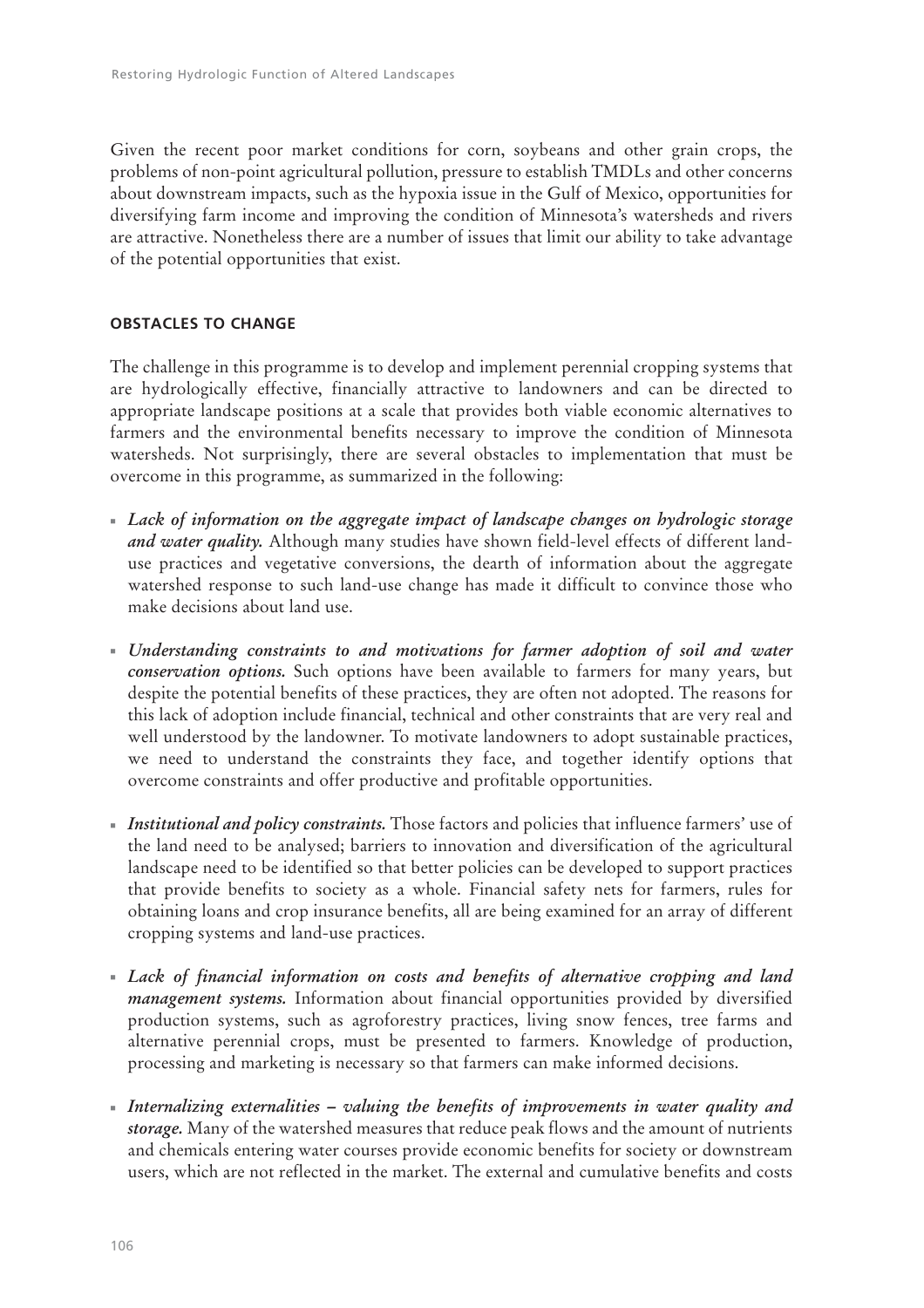Given the recent poor market conditions for corn, soybeans and other grain crops, the problems of non-point agricultural pollution, pressure to establish TMDLs and other concerns about downstream impacts, such as the hypoxia issue in the Gulf of Mexico, opportunities for diversifying farm income and improving the condition of Minnesota's watersheds and rivers are attractive. Nonetheless there are a number of issues that limit our ability to take advantage of the potential opportunities that exist.

## OBSTACLES TO CHANGE

The challenge in this programme is to develop and implement perennial cropping systems that are hydrologically effective, financially attractive to landowners and can be directed to appropriate landscape positions at a scale that provides both viable economic alternatives to farmers and the environmental benefits necessary to improve the condition of Minnesota watersheds. Not surprisingly, there are several obstacles to implementation that must be overcome in this programme, as summarized in the following:

- ***Lack of information on the aggregate impact of landscape changes on hydrologic storage and water quality.*** Although many studies have shown field-level effects of different land-use practices and vegetative conversions, the dearth of information about the aggregate watershed response to such land-use change has made it difficult to convince those who make decisions about land use.

- ***Understanding constraints to and motivations for farmer adoption of soil and water conservation options.*** Such options have been available to farmers for many years, but despite the potential benefits of these practices, they are often not adopted. The reasons for this lack of adoption include financial, technical and other constraints that are very real and well understood by the landowner. To motivate landowners to adopt sustainable practices, we need to understand the constraints they face, and together identify options that overcome constraints and offer productive and profitable opportunities.

- ***Institutional and policy constraints.*** Those factors and policies that influence farmers' use of the land need to be analysed; barriers to innovation and diversification of the agricultural landscape need to be identified so that better policies can be developed to support practices that provide benefits to society as a whole. Financial safety nets for farmers, rules for obtaining loans and crop insurance benefits, all are being examined for an array of different cropping systems and land-use practices.

- ***Lack of financial information on costs and benefits of alternative cropping and land management systems.*** Information about financial opportunities provided by diversified production systems, such as agroforestry practices, living snow fences, tree farms and alternative perennial crops, must be presented to farmers. Knowledge of production, processing and marketing is necessary so that farmers can make informed decisions.

- ***Internalizing externalities – valuing the benefits of improvements in water quality and storage.*** Many of the watershed measures that reduce peak flows and the amount of nutrients and chemicals entering water courses provide economic benefits for society or downstream users, which are not reflected in the market. The external and cumulative benefits and costs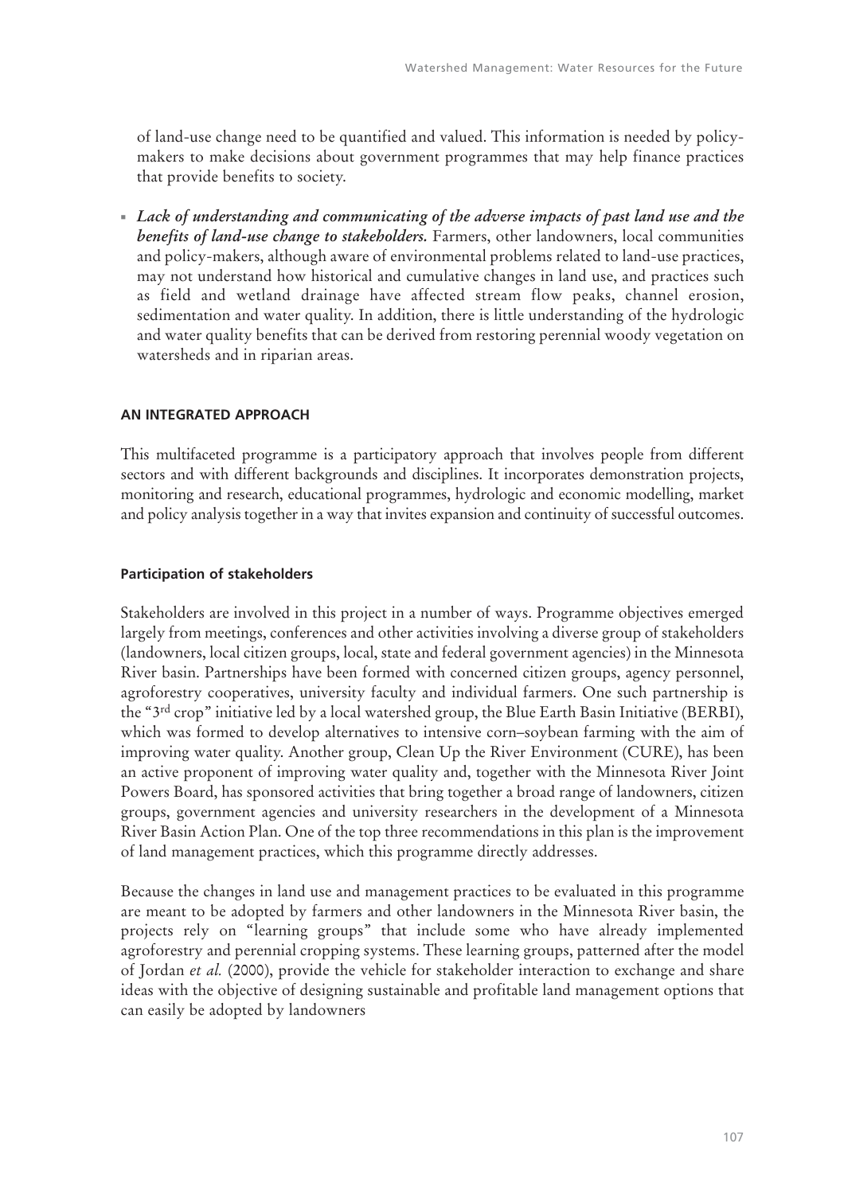of land-use change need to be quantified and valued. This information is needed by policy-makers to make decisions about government programmes that may help finance practices that provide benefits to society.

- ***Lack of understanding and communicating of the adverse impacts of past land use and the benefits of land-use change to stakeholders.*** Farmers, other landowners, local communities and policy-makers, although aware of environmental problems related to land-use practices, may not understand how historical and cumulative changes in land use, and practices such as field and wetland drainage have affected stream flow peaks, channel erosion, sedimentation and water quality. In addition, there is little understanding of the hydrologic and water quality benefits that can be derived from restoring perennial woody vegetation on watersheds and in riparian areas.

## AN INTEGRATED APPROACH

This multifaceted programme is a participatory approach that involves people from different sectors and with different backgrounds and disciplines. It incorporates demonstration projects, monitoring and research, educational programmes, hydrologic and economic modelling, market and policy analysis together in a way that invites expansion and continuity of successful outcomes.

### Participation of stakeholders

Stakeholders are involved in this project in a number of ways. Programme objectives emerged largely from meetings, conferences and other activities involving a diverse group of stakeholders (landowners, local citizen groups, local, state and federal government agencies) in the Minnesota River basin. Partnerships have been formed with concerned citizen groups, agency personnel, agroforestry cooperatives, university faculty and individual farmers. One such partnership is the "3rd crop" initiative led by a local watershed group, the Blue Earth Basin Initiative (BERBI), which was formed to develop alternatives to intensive corn–soybean farming with the aim of improving water quality. Another group, Clean Up the River Environment (CURE), has been an active proponent of improving water quality and, together with the Minnesota River Joint Powers Board, has sponsored activities that bring together a broad range of landowners, citizen groups, government agencies and university researchers in the development of a Minnesota River Basin Action Plan. One of the top three recommendations in this plan is the improvement of land management practices, which this programme directly addresses.

Because the changes in land use and management practices to be evaluated in this programme are meant to be adopted by farmers and other landowners in the Minnesota River basin, the projects rely on "learning groups" that include some who have already implemented agroforestry and perennial cropping systems. These learning groups, patterned after the model of Jordan *et al.* (2000), provide the vehicle for stakeholder interaction to exchange and share ideas with the objective of designing sustainable and profitable land management options that can easily be adopted by landowners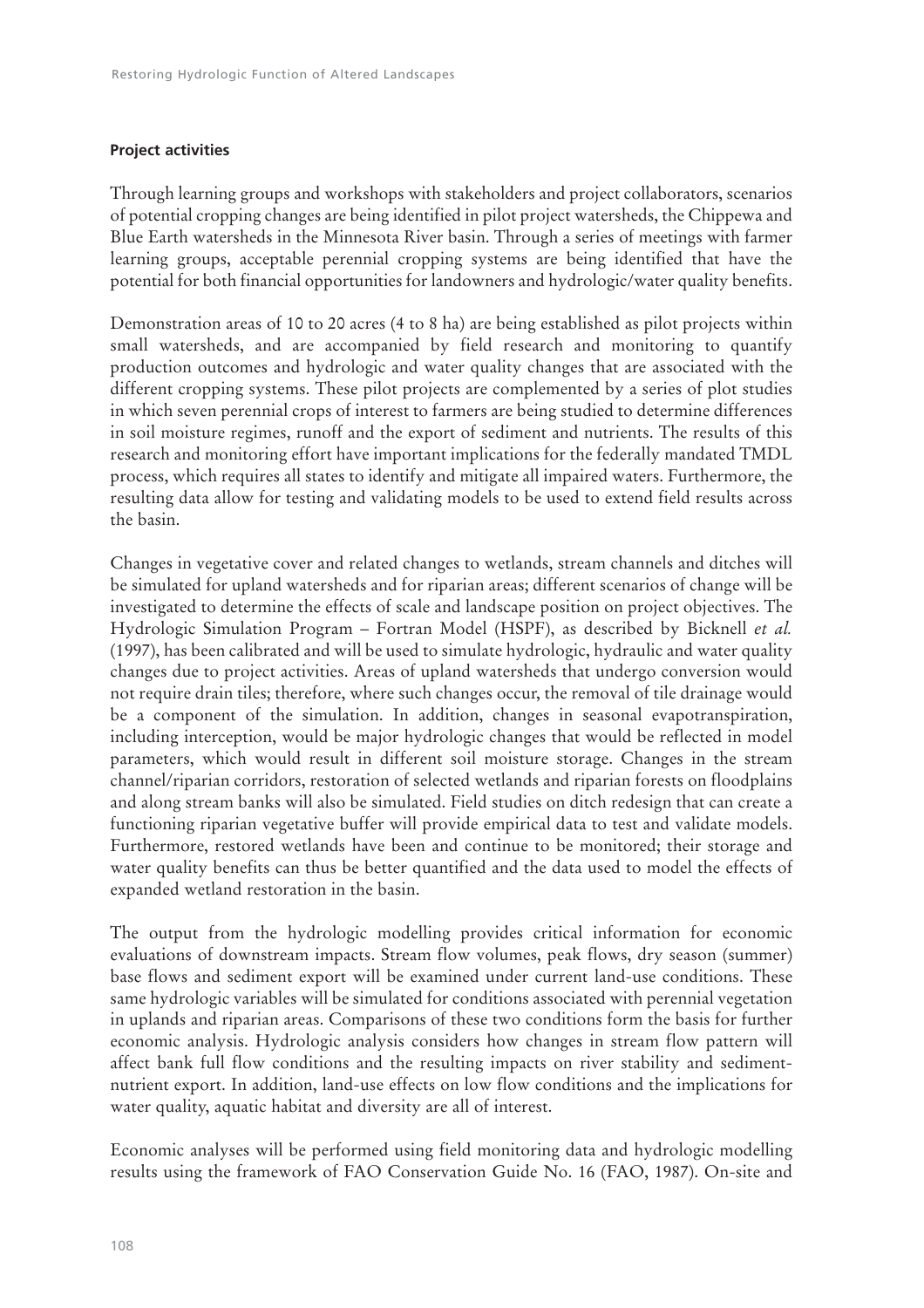**Project activities**

Through learning groups and workshops with stakeholders and project collaborators, scenarios of potential cropping changes are being identified in pilot project watersheds, the Chippewa and Blue Earth watersheds in the Minnesota River basin. Through a series of meetings with farmer learning groups, acceptable perennial cropping systems are being identified that have the potential for both financial opportunities for landowners and hydrologic/water quality benefits.

Demonstration areas of 10 to 20 acres (4 to 8 ha) are being established as pilot projects within small watersheds, and are accompanied by field research and monitoring to quantify production outcomes and hydrologic and water quality changes that are associated with the different cropping systems. These pilot projects are complemented by a series of plot studies in which seven perennial crops of interest to farmers are being studied to determine differences in soil moisture regimes, runoff and the export of sediment and nutrients. The results of this research and monitoring effort have important implications for the federally mandated TMDL process, which requires all states to identify and mitigate all impaired waters. Furthermore, the resulting data allow for testing and validating models to be used to extend field results across the basin.

Changes in vegetative cover and related changes to wetlands, stream channels and ditches will be simulated for upland watersheds and for riparian areas; different scenarios of change will be investigated to determine the effects of scale and landscape position on project objectives. The Hydrologic Simulation Program – Fortran Model (HSPF), as described by Bicknell *et al.* (1997), has been calibrated and will be used to simulate hydrologic, hydraulic and water quality changes due to project activities. Areas of upland watersheds that undergo conversion would not require drain tiles; therefore, where such changes occur, the removal of tile drainage would be a component of the simulation. In addition, changes in seasonal evapotranspiration, including interception, would be major hydrologic changes that would be reflected in model parameters, which would result in different soil moisture storage. Changes in the stream channel/riparian corridors, restoration of selected wetlands and riparian forests on floodplains and along stream banks will also be simulated. Field studies on ditch redesign that can create a functioning riparian vegetative buffer will provide empirical data to test and validate models. Furthermore, restored wetlands have been and continue to be monitored; their storage and water quality benefits can thus be better quantified and the data used to model the effects of expanded wetland restoration in the basin.

The output from the hydrologic modelling provides critical information for economic evaluations of downstream impacts. Stream flow volumes, peak flows, dry season (summer) base flows and sediment export will be examined under current land-use conditions. These same hydrologic variables will be simulated for conditions associated with perennial vegetation in uplands and riparian areas. Comparisons of these two conditions form the basis for further economic analysis. Hydrologic analysis considers how changes in stream flow pattern will affect bank full flow conditions and the resulting impacts on river stability and sediment-nutrient export. In addition, land-use effects on low flow conditions and the implications for water quality, aquatic habitat and diversity are all of interest.

Economic analyses will be performed using field monitoring data and hydrologic modelling results using the framework of FAO Conservation Guide No. 16 (FAO, 1987). On-site and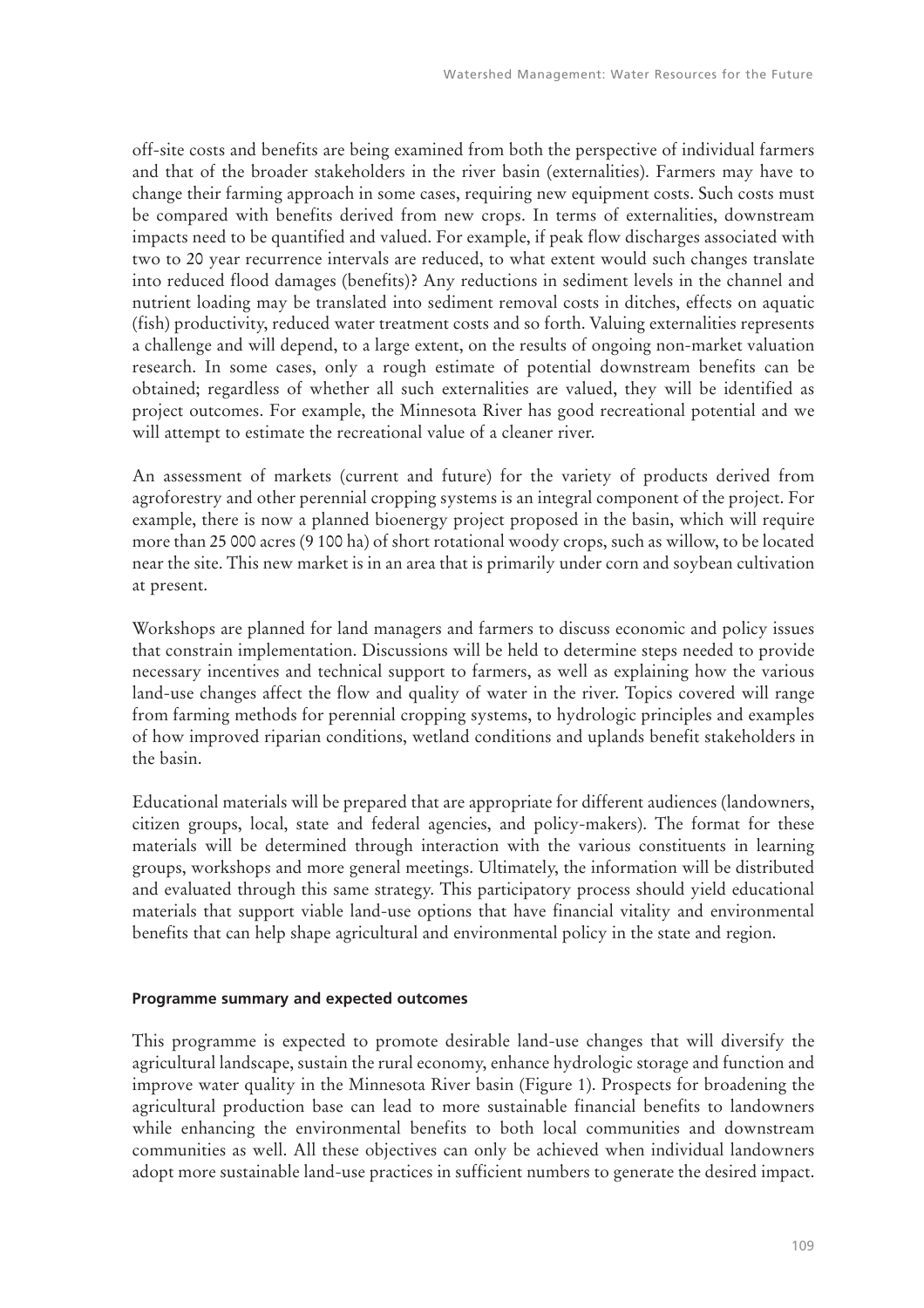off-site costs and benefits are being examined from both the perspective of individual farmers and that of the broader stakeholders in the river basin (externalities). Farmers may have to change their farming approach in some cases, requiring new equipment costs. Such costs must be compared with benefits derived from new crops. In terms of externalities, downstream impacts need to be quantified and valued. For example, if peak flow discharges associated with two to 20 year recurrence intervals are reduced, to what extent would such changes translate into reduced flood damages (benefits)? Any reductions in sediment levels in the channel and nutrient loading may be translated into sediment removal costs in ditches, effects on aquatic (fish) productivity, reduced water treatment costs and so forth. Valuing externalities represents a challenge and will depend, to a large extent, on the results of ongoing non-market valuation research. In some cases, only a rough estimate of potential downstream benefits can be obtained; regardless of whether all such externalities are valued, they will be identified as project outcomes. For example, the Minnesota River has good recreational potential and we will attempt to estimate the recreational value of a cleaner river.

An assessment of markets (current and future) for the variety of products derived from agroforestry and other perennial cropping systems is an integral component of the project. For example, there is now a planned bioenergy project proposed in the basin, which will require more than 25 000 acres (9 100 ha) of short rotational woody crops, such as willow, to be located near the site. This new market is in an area that is primarily under corn and soybean cultivation at present.

Workshops are planned for land managers and farmers to discuss economic and policy issues that constrain implementation. Discussions will be held to determine steps needed to provide necessary incentives and technical support to farmers, as well as explaining how the various land-use changes affect the flow and quality of water in the river. Topics covered will range from farming methods for perennial cropping systems, to hydrologic principles and examples of how improved riparian conditions, wetland conditions and uplands benefit stakeholders in the basin.

Educational materials will be prepared that are appropriate for different audiences (landowners, citizen groups, local, state and federal agencies, and policy-makers). The format for these materials will be determined through interaction with the various constituents in learning groups, workshops and more general meetings. Ultimately, the information will be distributed and evaluated through this same strategy. This participatory process should yield educational materials that support viable land-use options that have financial vitality and environmental benefits that can help shape agricultural and environmental policy in the state and region.

#### Programme summary and expected outcomes

This programme is expected to promote desirable land-use changes that will diversify the agricultural landscape, sustain the rural economy, enhance hydrologic storage and function and improve water quality in the Minnesota River basin (Figure 1). Prospects for broadening the agricultural production base can lead to more sustainable financial benefits to landowners while enhancing the environmental benefits to both local communities and downstream communities as well. All these objectives can only be achieved when individual landowners adopt more sustainable land-use practices in sufficient numbers to generate the desired impact.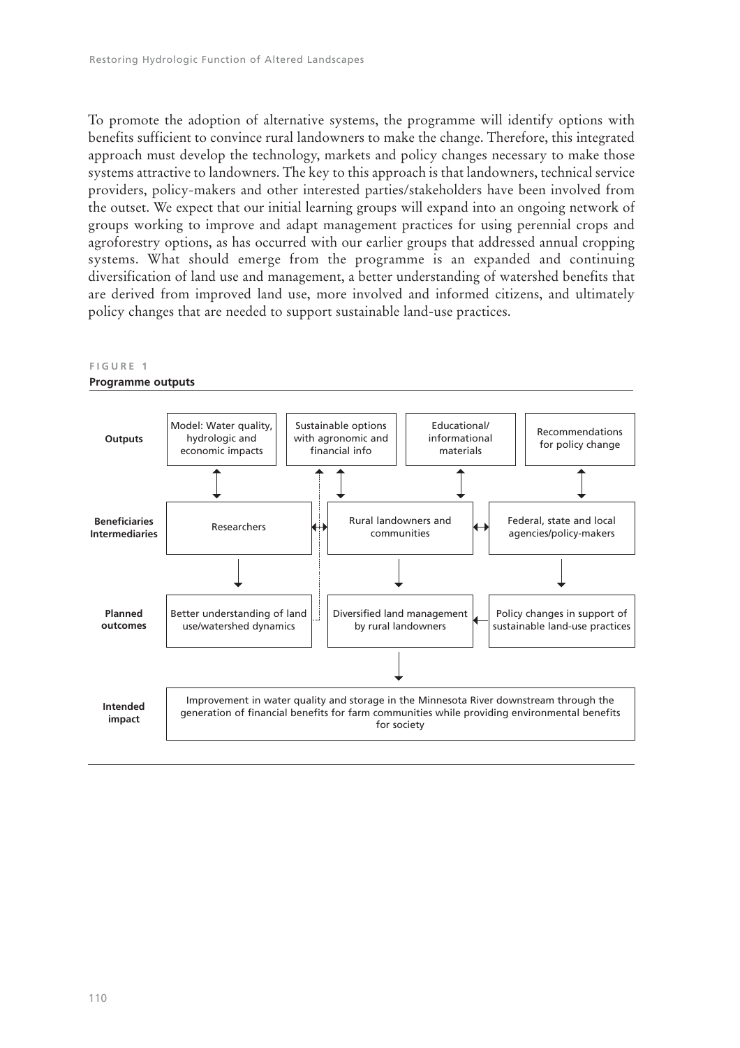To promote the adoption of alternative systems, the programme will identify options with benefits sufficient to convince rural landowners to make the change. Therefore, this integrated approach must develop the technology, markets and policy changes necessary to make those systems attractive to landowners. The key to this approach is that landowners, technical service providers, policy-makers and other interested parties/stakeholders have been involved from the outset. We expect that our initial learning groups will expand into an ongoing network of groups working to improve and adapt management practices for using perennial crops and agroforestry options, as has occurred with our earlier groups that addressed annual cropping systems. What should emerge from the programme is an expanded and continuing diversification of land use and management, a better understanding of watershed benefits that are derived from improved land use, more involved and informed citizens, and ultimately policy changes that are needed to support sustainable land-use practices.

**FIGURE 1**
**Programme outputs**

| | | | | |
|---|---|---|---|---|
| **Outputs** | Model: Water quality, hydrologic and economic impacts | Sustainable options with agronomic and financial info | Educational/ informational materials | Recommendations for policy change |
| **Beneficiaries Intermediaries** | Researchers | Rural landowners and communities | | Federal, state and local agencies/policy-makers |
| **Planned outcomes** | Better understanding of land use/watershed dynamics | Diversified land management by rural landowners | | Policy changes in support of sustainable land-use practices |
| **Intended impact** | Improvement in water quality and storage in the Minnesota River downstream through the generation of financial benefits for farm communities while providing environmental benefits for society | | | |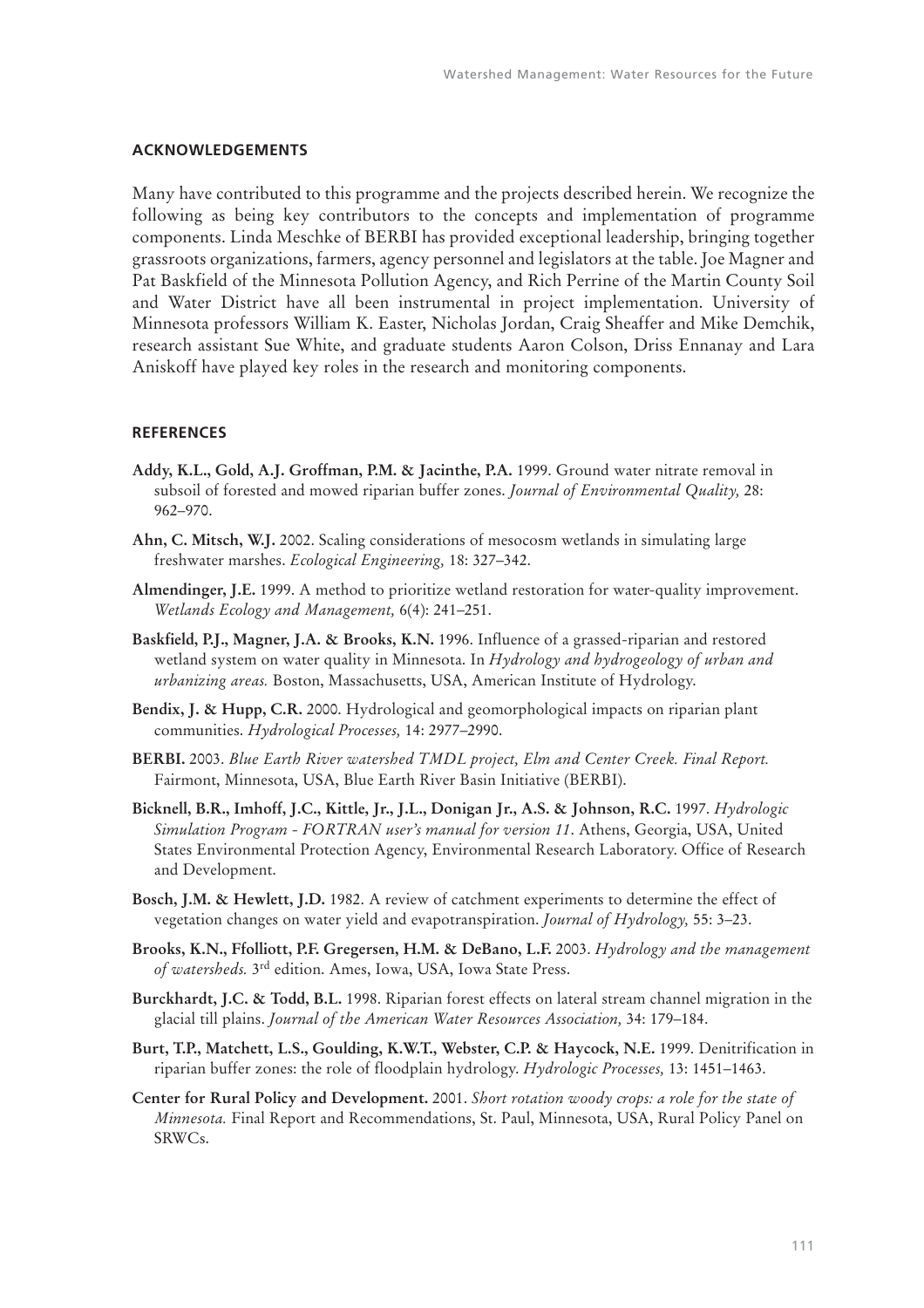## ACKNOWLEDGEMENTS

Many have contributed to this programme and the projects described herein. We recognize the following as being key contributors to the concepts and implementation of programme components. Linda Meschke of BERBI has provided exceptional leadership, bringing together grassroots organizations, farmers, agency personnel and legislators at the table. Joe Magner and Pat Baskfield of the Minnesota Pollution Agency, and Rich Perrine of the Martin County Soil and Water District have all been instrumental in project implementation. University of Minnesota professors William K. Easter, Nicholas Jordan, Craig Sheaffer and Mike Demchik, research assistant Sue White, and graduate students Aaron Colson, Driss Ennanay and Lara Aniskoff have played key roles in the research and monitoring components.

## REFERENCES

**Addy, K.L., Gold, A.J. Groffman, P.M. & Jacinthe, P.A.** 1999. Ground water nitrate removal in subsoil of forested and mowed riparian buffer zones. *Journal of Environmental Quality,* 28: 962–970.

**Ahn, C. Mitsch, W.J.** 2002. Scaling considerations of mesocosm wetlands in simulating large freshwater marshes. *Ecological Engineering,* 18: 327–342.

**Almendinger, J.E.** 1999. A method to prioritize wetland restoration for water-quality improvement. *Wetlands Ecology and Management,* 6(4): 241–251.

**Baskfield, P.J., Magner, J.A. & Brooks, K.N.** 1996. Influence of a grassed-riparian and restored wetland system on water quality in Minnesota. In *Hydrology and hydrogeology of urban and urbanizing areas.* Boston, Massachusetts, USA, American Institute of Hydrology.

**Bendix, J. & Hupp, C.R.** 2000. Hydrological and geomorphological impacts on riparian plant communities. *Hydrological Processes,* 14: 2977–2990.

**BERBI.** 2003. *Blue Earth River watershed TMDL project, Elm and Center Creek. Final Report.* Fairmont, Minnesota, USA, Blue Earth River Basin Initiative (BERBI).

**Bicknell, B.R., Imhoff, J.C., Kittle, Jr., J.L., Donigan Jr., A.S. & Johnson, R.C.** 1997. *Hydrologic Simulation Program - FORTRAN user's manual for version 11.* Athens, Georgia, USA, United States Environmental Protection Agency, Environmental Research Laboratory. Office of Research and Development.

**Bosch, J.M. & Hewlett, J.D.** 1982. A review of catchment experiments to determine the effect of vegetation changes on water yield and evapotranspiration. *Journal of Hydrology,* 55: 3–23.

**Brooks, K.N., Ffolliott, P.F. Gregersen, H.M. & DeBano, L.F.** 2003. *Hydrology and the management of watersheds.* 3rd edition. Ames, Iowa, USA, Iowa State Press.

**Burckhardt, J.C. & Todd, B.L.** 1998. Riparian forest effects on lateral stream channel migration in the glacial till plains. *Journal of the American Water Resources Association,* 34: 179–184.

**Burt, T.P., Matchett, L.S., Goulding, K.W.T., Webster, C.P. & Haycock, N.E.** 1999. Denitrification in riparian buffer zones: the role of floodplain hydrology. *Hydrologic Processes,* 13: 1451–1463.

**Center for Rural Policy and Development.** 2001. *Short rotation woody crops: a role for the state of Minnesota.* Final Report and Recommendations, St. Paul, Minnesota, USA, Rural Policy Panel on SRWCs.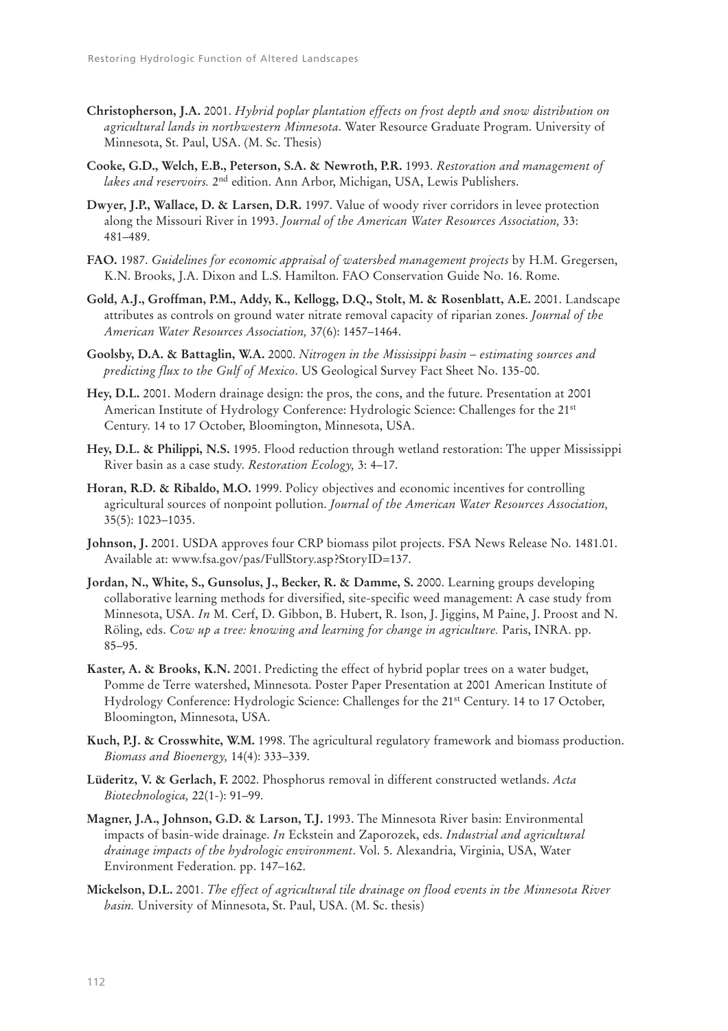**Christopherson, J.A.** 2001. *Hybrid poplar plantation effects on frost depth and snow distribution on agricultural lands in northwestern Minnesota*. Water Resource Graduate Program. University of Minnesota, St. Paul, USA. (M. Sc. Thesis)

**Cooke, G.D., Welch, E.B., Peterson, S.A. & Newroth, P.R.** 1993. *Restoration and management of lakes and reservoirs.* 2nd edition. Ann Arbor, Michigan, USA, Lewis Publishers.

**Dwyer, J.P., Wallace, D. & Larsen, D.R.** 1997. Value of woody river corridors in levee protection along the Missouri River in 1993. *Journal of the American Water Resources Association,* 33: 481–489.

**FAO.** 1987. *Guidelines for economic appraisal of watershed management projects* by H.M. Gregersen, K.N. Brooks, J.A. Dixon and L.S. Hamilton. FAO Conservation Guide No. 16. Rome.

**Gold, A.J., Groffman, P.M., Addy, K., Kellogg, D.Q., Stolt, M. & Rosenblatt, A.E.** 2001. Landscape attributes as controls on ground water nitrate removal capacity of riparian zones. *Journal of the American Water Resources Association,* 37(6): 1457–1464.

**Goolsby, D.A. & Battaglin, W.A.** 2000. *Nitrogen in the Mississippi basin – estimating sources and predicting flux to the Gulf of Mexico*. US Geological Survey Fact Sheet No. 135-00.

**Hey, D.L.** 2001. Modern drainage design: the pros, the cons, and the future. Presentation at 2001 American Institute of Hydrology Conference: Hydrologic Science: Challenges for the 21st Century. 14 to 17 October, Bloomington, Minnesota, USA.

**Hey, D.L. & Philippi, N.S.** 1995. Flood reduction through wetland restoration: The upper Mississippi River basin as a case study. *Restoration Ecology,* 3: 4–17.

**Horan, R.D. & Ribaldo, M.O.** 1999. Policy objectives and economic incentives for controlling agricultural sources of nonpoint pollution. *Journal of the American Water Resources Association,* 35(5): 1023–1035.

**Johnson, J.** 2001. USDA approves four CRP biomass pilot projects. FSA News Release No. 1481.01. Available at: www.fsa.gov/pas/FullStory.asp?StoryID=137.

**Jordan, N., White, S., Gunsolus, J., Becker, R. & Damme, S.** 2000. Learning groups developing collaborative learning methods for diversified, site-specific weed management: A case study from Minnesota, USA. *In* M. Cerf, D. Gibbon, B. Hubert, R. Ison, J. Jiggins, M Paine, J. Proost and N. Röling, eds. *Cow up a tree: knowing and learning for change in agriculture.* Paris, INRA. pp. 85–95.

**Kaster, A. & Brooks, K.N.** 2001. Predicting the effect of hybrid poplar trees on a water budget, Pomme de Terre watershed, Minnesota. Poster Paper Presentation at 2001 American Institute of Hydrology Conference: Hydrologic Science: Challenges for the 21st Century. 14 to 17 October, Bloomington, Minnesota, USA.

**Kuch, P.J. & Crosswhite, W.M.** 1998. The agricultural regulatory framework and biomass production. *Biomass and Bioenergy,* 14(4): 333–339.

**Lüderitz, V. & Gerlach, F.** 2002. Phosphorus removal in different constructed wetlands. *Acta Biotechnologica,* 22(1-): 91–99.

**Magner, J.A., Johnson, G.D. & Larson, T.J.** 1993. The Minnesota River basin: Environmental impacts of basin-wide drainage. *In* Eckstein and Zaporozek, eds. *Industrial and agricultural drainage impacts of the hydrologic environment*. Vol. 5. Alexandria, Virginia, USA, Water Environment Federation. pp. 147–162.

**Mickelson, D.L.** 2001. *The effect of agricultural tile drainage on flood events in the Minnesota River basin.* University of Minnesota, St. Paul, USA. (M. Sc. thesis)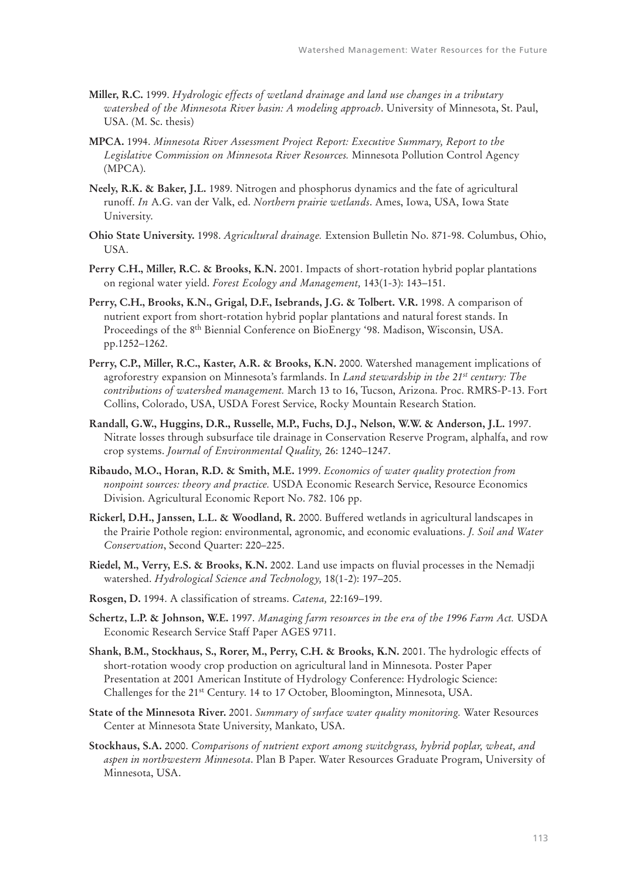**Miller, R.C.** 1999. *Hydrologic effects of wetland drainage and land use changes in a tributary watershed of the Minnesota River basin: A modeling approach*. University of Minnesota, St. Paul, USA. (M. Sc. thesis)

**MPCA.** 1994. *Minnesota River Assessment Project Report: Executive Summary, Report to the Legislative Commission on Minnesota River Resources.* Minnesota Pollution Control Agency (MPCA).

**Neely, R.K. & Baker, J.L.** 1989. Nitrogen and phosphorus dynamics and the fate of agricultural runoff. *In* A.G. van der Valk, ed. *Northern prairie wetlands*. Ames, Iowa, USA, Iowa State University.

**Ohio State University.** 1998. *Agricultural drainage.* Extension Bulletin No. 871-98. Columbus, Ohio, USA.

**Perry C.H., Miller, R.C. & Brooks, K.N.** 2001. Impacts of short-rotation hybrid poplar plantations on regional water yield. *Forest Ecology and Management,* 143(1-3): 143–151.

**Perry, C.H., Brooks, K.N., Grigal, D.F., Isebrands, J.G. & Tolbert. V.R.** 1998. A comparison of nutrient export from short-rotation hybrid poplar plantations and natural forest stands. In Proceedings of the 8th Biennial Conference on BioEnergy '98. Madison, Wisconsin, USA. pp.1252–1262.

**Perry, C.P., Miller, R.C., Kaster, A.R. & Brooks, K.N.** 2000. Watershed management implications of agroforestry expansion on Minnesota's farmlands. In *Land stewardship in the 21st century: The contributions of watershed management.* March 13 to 16, Tucson, Arizona. Proc. RMRS-P-13. Fort Collins, Colorado, USA, USDA Forest Service, Rocky Mountain Research Station.

**Randall, G.W., Huggins, D.R., Russelle, M.P., Fuchs, D.J., Nelson, W.W. & Anderson, J.L.** 1997. Nitrate losses through subsurface tile drainage in Conservation Reserve Program, alphalfa, and row crop systems. *Journal of Environmental Quality,* 26: 1240–1247.

**Ribaudo, M.O., Horan, R.D. & Smith, M.E.** 1999. *Economics of water quality protection from nonpoint sources: theory and practice.* USDA Economic Research Service, Resource Economics Division. Agricultural Economic Report No. 782. 106 pp.

**Rickerl, D.H., Janssen, L.L. & Woodland, R.** 2000. Buffered wetlands in agricultural landscapes in the Prairie Pothole region: environmental, agronomic, and economic evaluations. *J. Soil and Water Conservation*, Second Quarter: 220–225.

**Riedel, M., Verry, E.S. & Brooks, K.N.** 2002. Land use impacts on fluvial processes in the Nemadji watershed. *Hydrological Science and Technology,* 18(1-2): 197–205.

**Rosgen, D.** 1994. A classification of streams. *Catena,* 22:169–199.

**Schertz, L.P. & Johnson, W.E.** 1997. *Managing farm resources in the era of the 1996 Farm Act.* USDA Economic Research Service Staff Paper AGES 9711.

**Shank, B.M., Stockhaus, S., Rorer, M., Perry, C.H. & Brooks, K.N.** 2001. The hydrologic effects of short-rotation woody crop production on agricultural land in Minnesota. Poster Paper Presentation at 2001 American Institute of Hydrology Conference: Hydrologic Science: Challenges for the 21st Century. 14 to 17 October, Bloomington, Minnesota, USA.

**State of the Minnesota River.** 2001. *Summary of surface water quality monitoring.* Water Resources Center at Minnesota State University, Mankato, USA.

**Stockhaus, S.A.** 2000. *Comparisons of nutrient export among switchgrass, hybrid poplar, wheat, and aspen in northwestern Minnesota*. Plan B Paper. Water Resources Graduate Program, University of Minnesota, USA.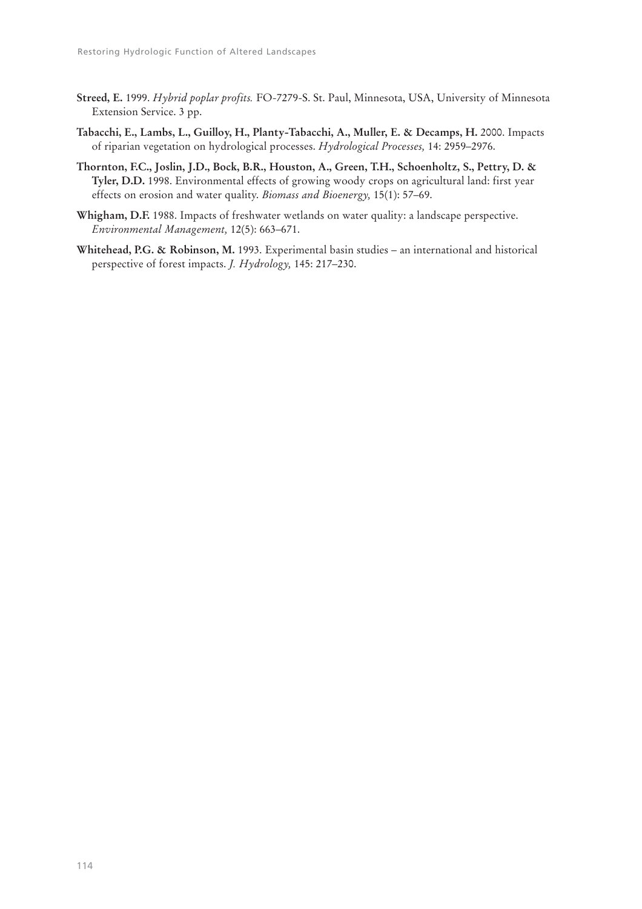**Streed, E.** 1999. *Hybrid poplar profits.* FO-7279-S. St. Paul, Minnesota, USA, University of Minnesota Extension Service. 3 pp.

**Tabacchi, E., Lambs, L., Guilloy, H., Planty-Tabacchi, A., Muller, E. & Decamps, H.** 2000. Impacts of riparian vegetation on hydrological processes. *Hydrological Processes,* 14: 2959–2976.

**Thornton, F.C., Joslin, J.D., Bock, B.R., Houston, A., Green, T.H., Schoenholtz, S., Pettry, D. & Tyler, D.D.** 1998. Environmental effects of growing woody crops on agricultural land: first year effects on erosion and water quality. *Biomass and Bioenergy,* 15(1): 57–69.

**Whigham, D.F.** 1988. Impacts of freshwater wetlands on water quality: a landscape perspective. *Environmental Management,* 12(5): 663–671.

**Whitehead, P.G. & Robinson, M.** 1993. Experimental basin studies – an international and historical perspective of forest impacts. *J. Hydrology,* 145: 217–230.